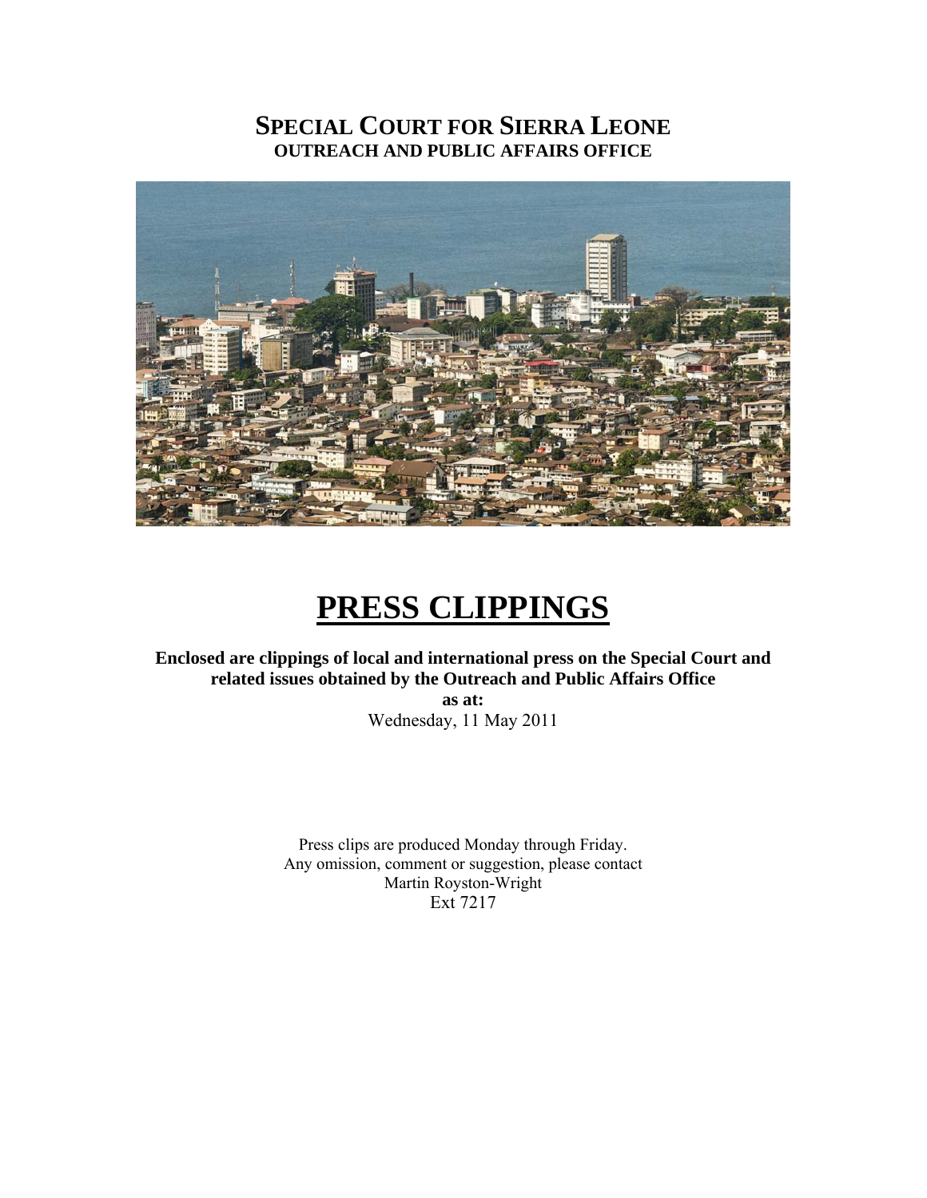# SPECIAL COURT FOR SIERRA LEONE
## OUTREACH AND PUBLIC AFFAIRS OFFICE

# PRESS CLIPPINGS

**Enclosed are clippings of local and international press on the Special Court and related issues obtained by the Outreach and Public Affairs Office**

**as at:**

Wednesday, 11 May 2011

Press clips are produced Monday through Friday.
Any omission, comment or suggestion, please contact
Martin Royston-Wright
Ext 7217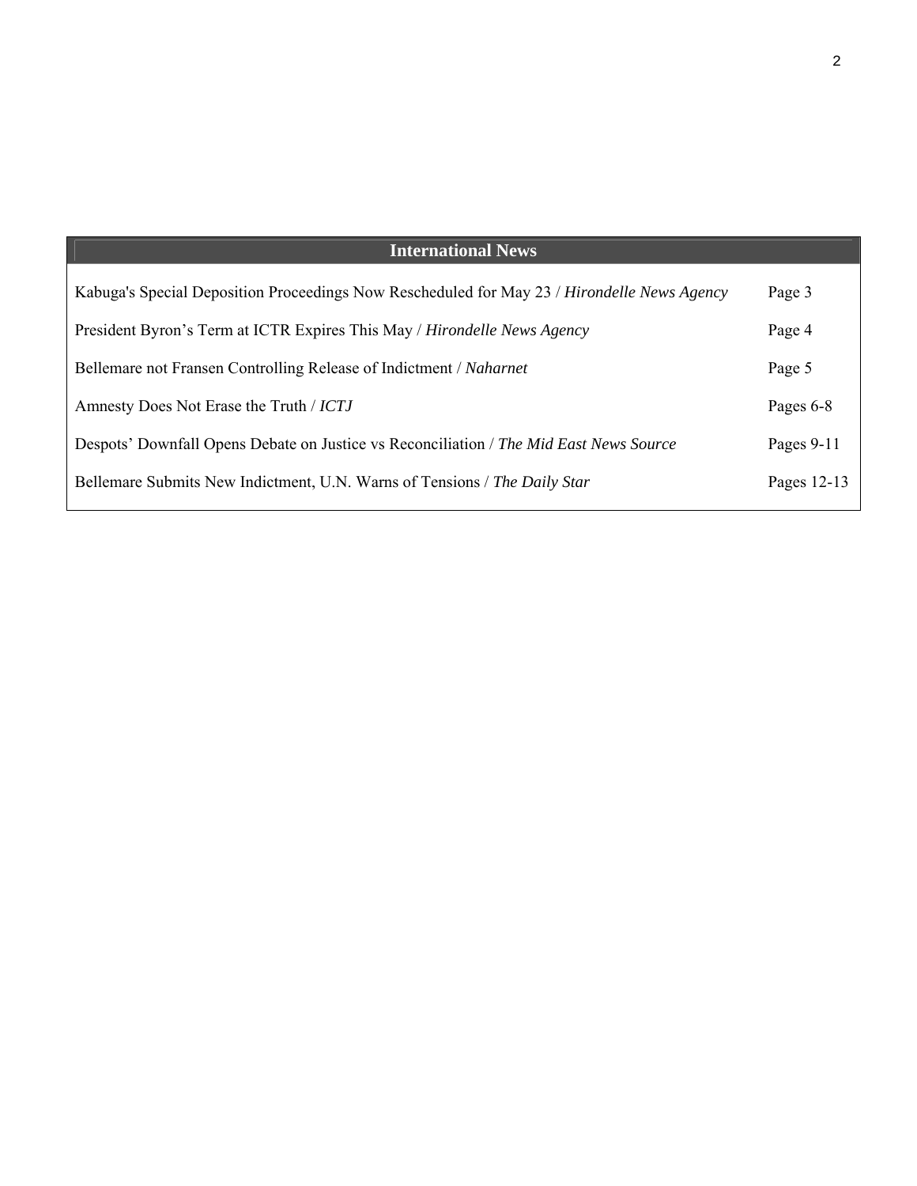## International News

| | |
|---|---|
| Kabuga's Special Deposition Proceedings Now Rescheduled for May 23 / *Hirondelle News Agency* | Page 3 |
| President Byron's Term at ICTR Expires This May / *Hirondelle News Agency* | Page 4 |
| Bellemare not Fransen Controlling Release of Indictment / *Naharnet* | Page 5 |
| Amnesty Does Not Erase the Truth / *ICTJ* | Pages 6-8 |
| Despots' Downfall Opens Debate on Justice vs Reconciliation / *The Mid East News Source* | Pages 9-11 |
| Bellemare Submits New Indictment, U.N. Warns of Tensions / *The Daily Star* | Pages 12-13 |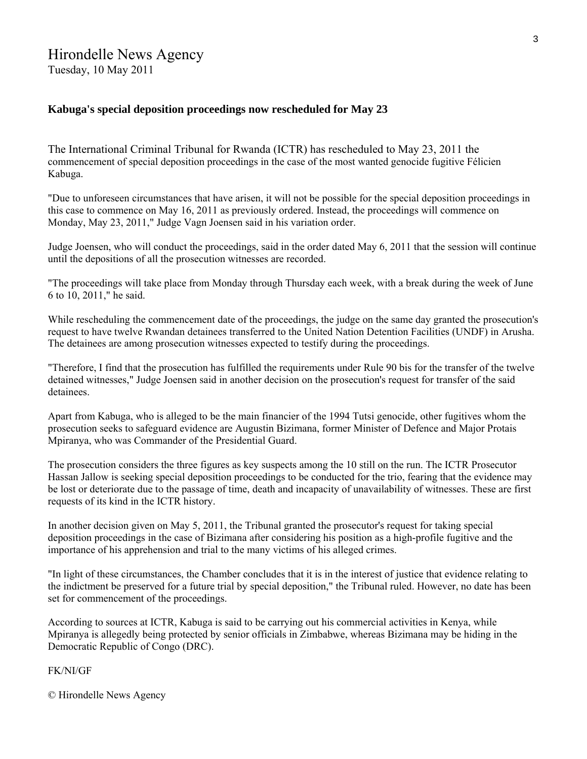Hirondelle News Agency
Tuesday, 10 May 2011

**Kabuga's special deposition proceedings now rescheduled for May 23**

The International Criminal Tribunal for Rwanda (ICTR) has rescheduled to May 23, 2011 the commencement of special deposition proceedings in the case of the most wanted genocide fugitive Félicien Kabuga.

"Due to unforeseen circumstances that have arisen, it will not be possible for the special deposition proceedings in this case to commence on May 16, 2011 as previously ordered. Instead, the proceedings will commence on Monday, May 23, 2011," Judge Vagn Joensen said in his variation order.

Judge Joensen, who will conduct the proceedings, said in the order dated May 6, 2011 that the session will continue until the depositions of all the prosecution witnesses are recorded.

"The proceedings will take place from Monday through Thursday each week, with a break during the week of June 6 to 10, 2011," he said.

While rescheduling the commencement date of the proceedings, the judge on the same day granted the prosecution's request to have twelve Rwandan detainees transferred to the United Nation Detention Facilities (UNDF) in Arusha. The detainees are among prosecution witnesses expected to testify during the proceedings.

"Therefore, I find that the prosecution has fulfilled the requirements under Rule 90 bis for the transfer of the twelve detained witnesses," Judge Joensen said in another decision on the prosecution's request for transfer of the said detainees.

Apart from Kabuga, who is alleged to be the main financier of the 1994 Tutsi genocide, other fugitives whom the prosecution seeks to safeguard evidence are Augustin Bizimana, former Minister of Defence and Major Protais Mpiranya, who was Commander of the Presidential Guard.

The prosecution considers the three figures as key suspects among the 10 still on the run. The ICTR Prosecutor Hassan Jallow is seeking special deposition proceedings to be conducted for the trio, fearing that the evidence may be lost or deteriorate due to the passage of time, death and incapacity of unavailability of witnesses. These are first requests of its kind in the ICTR history.

In another decision given on May 5, 2011, the Tribunal granted the prosecutor's request for taking special deposition proceedings in the case of Bizimana after considering his position as a high-profile fugitive and the importance of his apprehension and trial to the many victims of his alleged crimes.

"In light of these circumstances, the Chamber concludes that it is in the interest of justice that evidence relating to the indictment be preserved for a future trial by special deposition," the Tribunal ruled. However, no date has been set for commencement of the proceedings.

According to sources at ICTR, Kabuga is said to be carrying out his commercial activities in Kenya, while Mpiranya is allegedly being protected by senior officials in Zimbabwe, whereas Bizimana may be hiding in the Democratic Republic of Congo (DRC).

FK/NI/GF

© Hirondelle News Agency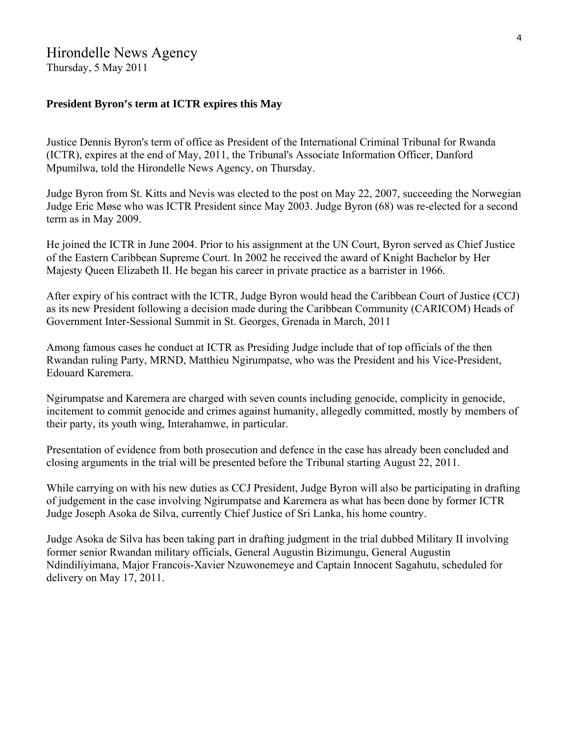# Hirondelle News Agency

Thursday, 5 May 2011

**President Byron's term at ICTR expires this May**

Justice Dennis Byron's term of office as President of the International Criminal Tribunal for Rwanda (ICTR), expires at the end of May, 2011, the Tribunal's Associate Information Officer, Danford Mpumilwa, told the Hirondelle News Agency, on Thursday.

Judge Byron from St. Kitts and Nevis was elected to the post on May 22, 2007, succeeding the Norwegian Judge Eric Møse who was ICTR President since May 2003. Judge Byron (68) was re-elected for a second term as in May 2009.

He joined the ICTR in June 2004. Prior to his assignment at the UN Court, Byron served as Chief Justice of the Eastern Caribbean Supreme Court. In 2002 he received the award of Knight Bachelor by Her Majesty Queen Elizabeth II. He began his career in private practice as a barrister in 1966.

After expiry of his contract with the ICTR, Judge Byron would head the Caribbean Court of Justice (CCJ) as its new President following a decision made during the Caribbean Community (CARICOM) Heads of Government Inter-Sessional Summit in St. Georges, Grenada in March, 2011

Among famous cases he conduct at ICTR as Presiding Judge include that of top officials of the then Rwandan ruling Party, MRND, Matthieu Ngirumpatse, who was the President and his Vice-President, Edouard Karemera.

Ngirumpatse and Karemera are charged with seven counts including genocide, complicity in genocide, incitement to commit genocide and crimes against humanity, allegedly committed, mostly by members of their party, its youth wing, Interahamwe, in particular.

Presentation of evidence from both prosecution and defence in the case has already been concluded and closing arguments in the trial will be presented before the Tribunal starting August 22, 2011.

While carrying on with his new duties as CCJ President, Judge Byron will also be participating in drafting of judgement in the case involving Ngirumpatse and Karemera as what has been done by former ICTR Judge Joseph Asoka de Silva, currently Chief Justice of Sri Lanka, his home country.

Judge Asoka de Silva has been taking part in drafting judgment in the trial dubbed Military II involving former senior Rwandan military officials, General Augustin Bizimungu, General Augustin Ndindiliyimana, Major Francois-Xavier Nzuwonemeye and Captain Innocent Sagahutu, scheduled for delivery on May 17, 2011.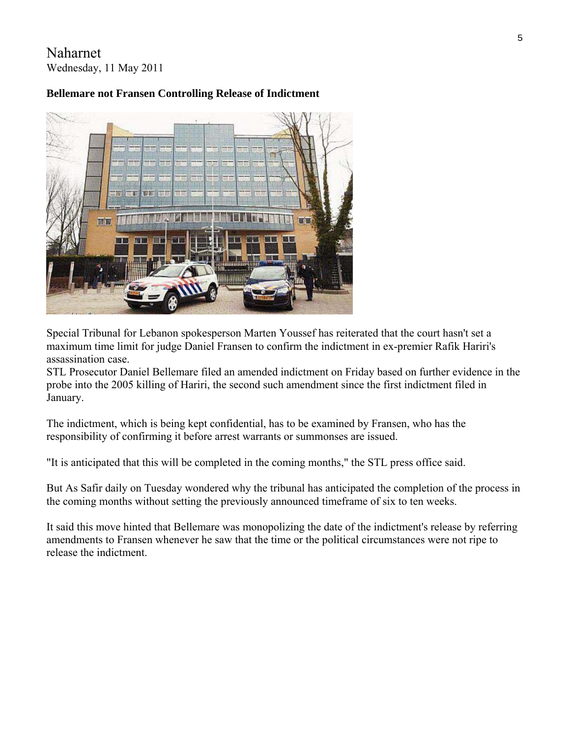Naharnet
Wednesday, 11 May 2011

**Bellemare not Fransen Controlling Release of Indictment**

Special Tribunal for Lebanon spokesperson Marten Youssef has reiterated that the court hasn't set a maximum time limit for judge Daniel Fransen to confirm the indictment in ex-premier Rafik Hariri's assassination case.
STL Prosecutor Daniel Bellemare filed an amended indictment on Friday based on further evidence in the probe into the 2005 killing of Hariri, the second such amendment since the first indictment filed in January.

The indictment, which is being kept confidential, has to be examined by Fransen, who has the responsibility of confirming it before arrest warrants or summonses are issued.

"It is anticipated that this will be completed in the coming months," the STL press office said.

But As Safir daily on Tuesday wondered why the tribunal has anticipated the completion of the process in the coming months without setting the previously announced timeframe of six to ten weeks.

It said this move hinted that Bellemare was monopolizing the date of the indictment's release by referring amendments to Fransen whenever he saw that the time or the political circumstances were not ripe to release the indictment.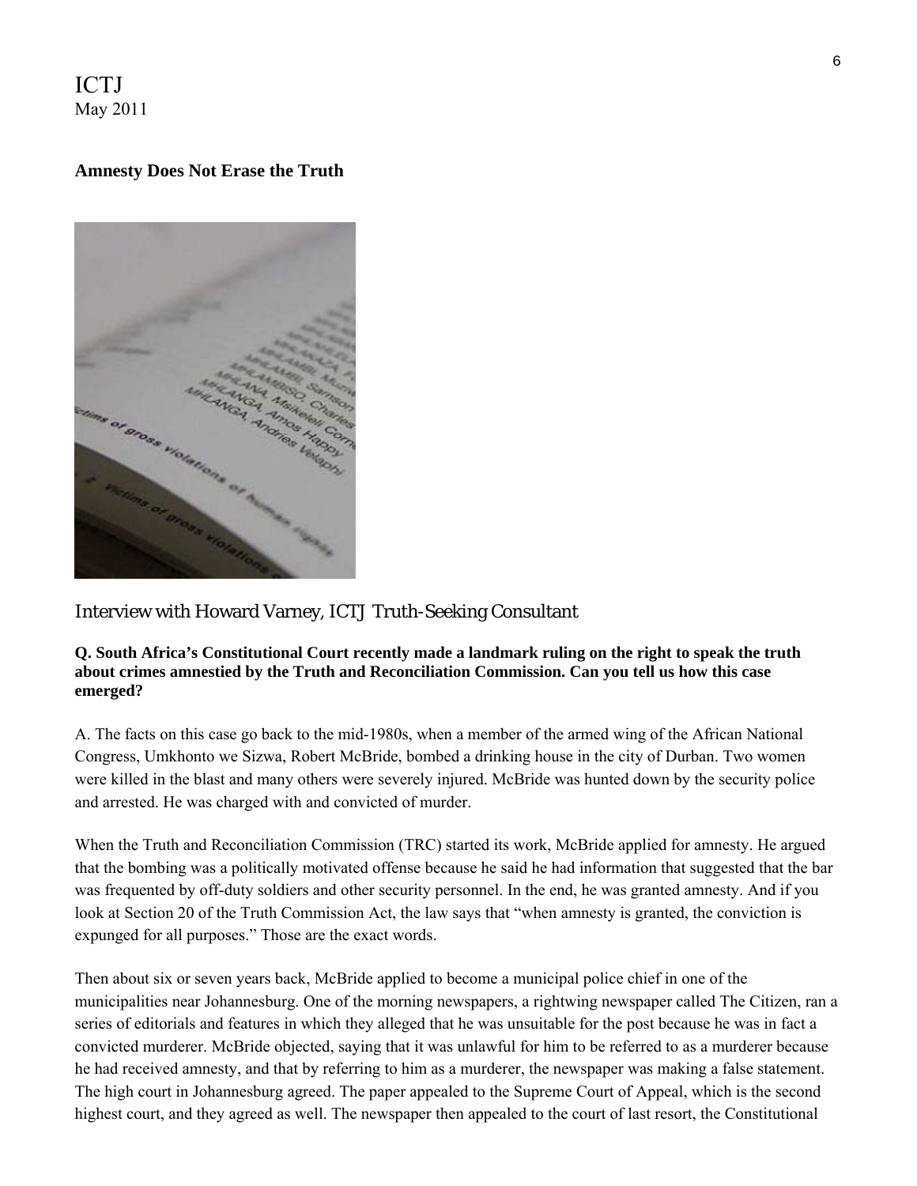ICTJ
May 2011

**Amnesty Does Not Erase the Truth**

Interview with Howard Varney, ICTJ Truth-Seeking Consultant

**Q. South Africa's Constitutional Court recently made a landmark ruling on the right to speak the truth about crimes amnestied by the Truth and Reconciliation Commission. Can you tell us how this case emerged?**

A. The facts on this case go back to the mid-1980s, when a member of the armed wing of the African National Congress, Umkhonto we Sizwa, Robert McBride, bombed a drinking house in the city of Durban. Two women were killed in the blast and many others were severely injured. McBride was hunted down by the security police and arrested. He was charged with and convicted of murder.

When the Truth and Reconciliation Commission (TRC) started its work, McBride applied for amnesty. He argued that the bombing was a politically motivated offense because he said he had information that suggested that the bar was frequented by off-duty soldiers and other security personnel. In the end, he was granted amnesty. And if you look at Section 20 of the Truth Commission Act, the law says that "when amnesty is granted, the conviction is expunged for all purposes." Those are the exact words.

Then about six or seven years back, McBride applied to become a municipal police chief in one of the municipalities near Johannesburg. One of the morning newspapers, a rightwing newspaper called The Citizen, ran a series of editorials and features in which they alleged that he was unsuitable for the post because he was in fact a convicted murderer. McBride objected, saying that it was unlawful for him to be referred to as a murderer because he had received amnesty, and that by referring to him as a murderer, the newspaper was making a false statement. The high court in Johannesburg agreed. The paper appealed to the Supreme Court of Appeal, which is the second highest court, and they agreed as well. The newspaper then appealed to the court of last resort, the Constitutional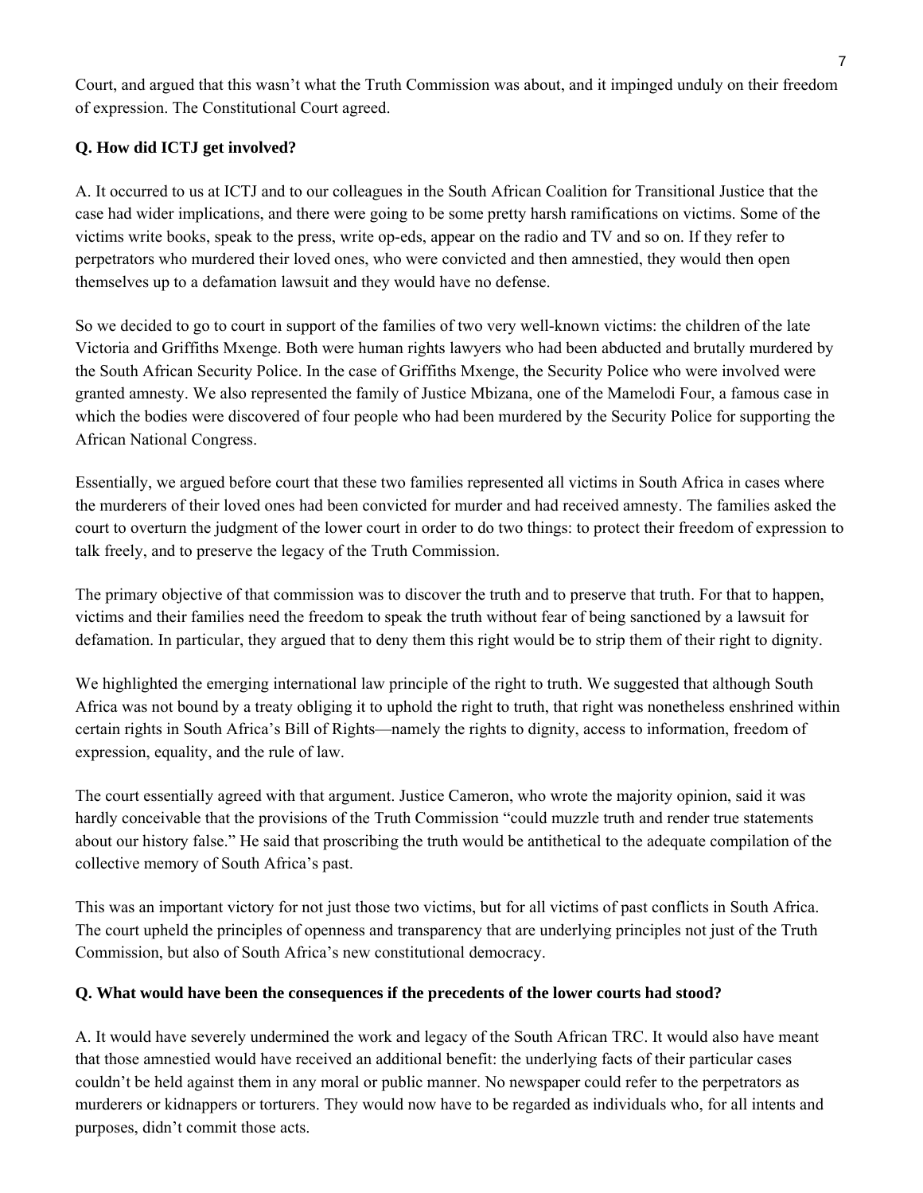Court, and argued that this wasn't what the Truth Commission was about, and it impinged unduly on their freedom of expression. The Constitutional Court agreed.

**Q. How did ICTJ get involved?**

A. It occurred to us at ICTJ and to our colleagues in the South African Coalition for Transitional Justice that the case had wider implications, and there were going to be some pretty harsh ramifications on victims. Some of the victims write books, speak to the press, write op-eds, appear on the radio and TV and so on. If they refer to perpetrators who murdered their loved ones, who were convicted and then amnestied, they would then open themselves up to a defamation lawsuit and they would have no defense.

So we decided to go to court in support of the families of two very well-known victims: the children of the late Victoria and Griffiths Mxenge. Both were human rights lawyers who had been abducted and brutally murdered by the South African Security Police. In the case of Griffiths Mxenge, the Security Police who were involved were granted amnesty. We also represented the family of Justice Mbizana, one of the Mamelodi Four, a famous case in which the bodies were discovered of four people who had been murdered by the Security Police for supporting the African National Congress.

Essentially, we argued before court that these two families represented all victims in South Africa in cases where the murderers of their loved ones had been convicted for murder and had received amnesty. The families asked the court to overturn the judgment of the lower court in order to do two things: to protect their freedom of expression to talk freely, and to preserve the legacy of the Truth Commission.

The primary objective of that commission was to discover the truth and to preserve that truth. For that to happen, victims and their families need the freedom to speak the truth without fear of being sanctioned by a lawsuit for defamation. In particular, they argued that to deny them this right would be to strip them of their right to dignity.

We highlighted the emerging international law principle of the right to truth. We suggested that although South Africa was not bound by a treaty obliging it to uphold the right to truth, that right was nonetheless enshrined within certain rights in South Africa's Bill of Rights—namely the rights to dignity, access to information, freedom of expression, equality, and the rule of law.

The court essentially agreed with that argument. Justice Cameron, who wrote the majority opinion, said it was hardly conceivable that the provisions of the Truth Commission "could muzzle truth and render true statements about our history false." He said that proscribing the truth would be antithetical to the adequate compilation of the collective memory of South Africa's past.

This was an important victory for not just those two victims, but for all victims of past conflicts in South Africa. The court upheld the principles of openness and transparency that are underlying principles not just of the Truth Commission, but also of South Africa's new constitutional democracy.

**Q. What would have been the consequences if the precedents of the lower courts had stood?**

A. It would have severely undermined the work and legacy of the South African TRC. It would also have meant that those amnestied would have received an additional benefit: the underlying facts of their particular cases couldn't be held against them in any moral or public manner. No newspaper could refer to the perpetrators as murderers or kidnappers or torturers. They would now have to be regarded as individuals who, for all intents and purposes, didn't commit those acts.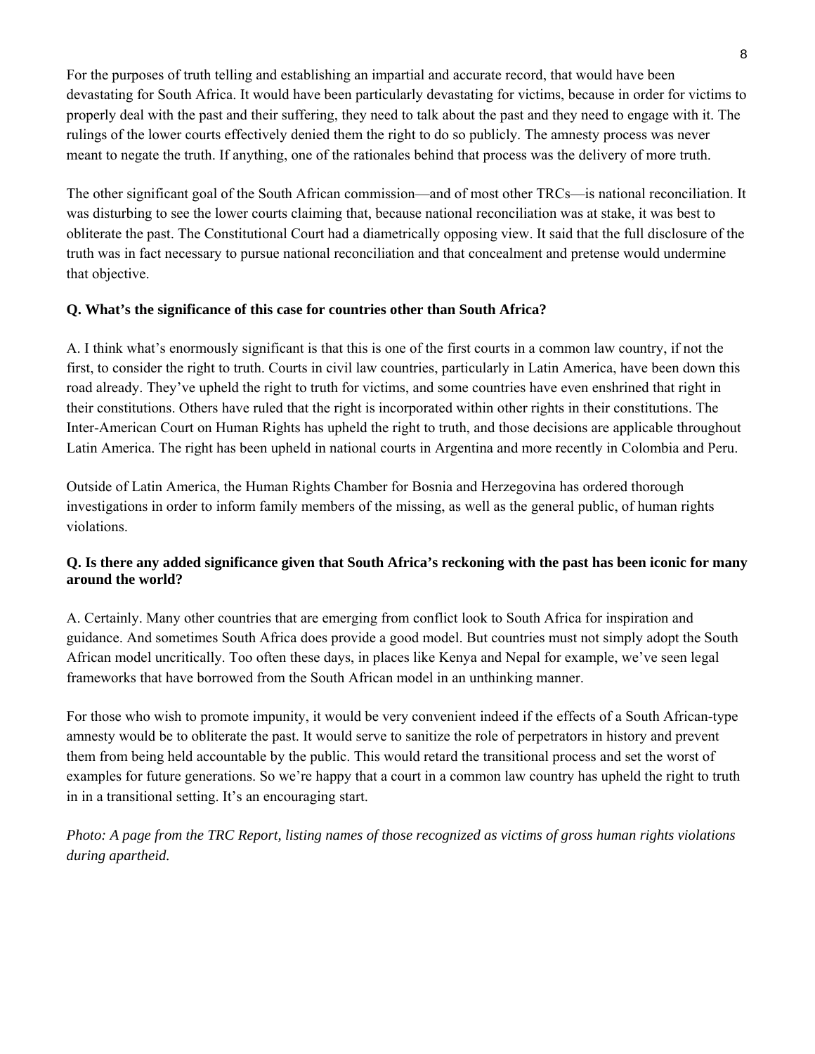For the purposes of truth telling and establishing an impartial and accurate record, that would have been devastating for South Africa. It would have been particularly devastating for victims, because in order for victims to properly deal with the past and their suffering, they need to talk about the past and they need to engage with it. The rulings of the lower courts effectively denied them the right to do so publicly. The amnesty process was never meant to negate the truth. If anything, one of the rationales behind that process was the delivery of more truth.

The other significant goal of the South African commission—and of most other TRCs—is national reconciliation. It was disturbing to see the lower courts claiming that, because national reconciliation was at stake, it was best to obliterate the past. The Constitutional Court had a diametrically opposing view. It said that the full disclosure of the truth was in fact necessary to pursue national reconciliation and that concealment and pretense would undermine that objective.

**Q. What's the significance of this case for countries other than South Africa?**

A. I think what's enormously significant is that this is one of the first courts in a common law country, if not the first, to consider the right to truth. Courts in civil law countries, particularly in Latin America, have been down this road already. They've upheld the right to truth for victims, and some countries have even enshrined that right in their constitutions. Others have ruled that the right is incorporated within other rights in their constitutions. The Inter-American Court on Human Rights has upheld the right to truth, and those decisions are applicable throughout Latin America. The right has been upheld in national courts in Argentina and more recently in Colombia and Peru.

Outside of Latin America, the Human Rights Chamber for Bosnia and Herzegovina has ordered thorough investigations in order to inform family members of the missing, as well as the general public, of human rights violations.

**Q. Is there any added significance given that South Africa's reckoning with the past has been iconic for many around the world?**

A. Certainly. Many other countries that are emerging from conflict look to South Africa for inspiration and guidance. And sometimes South Africa does provide a good model. But countries must not simply adopt the South African model uncritically. Too often these days, in places like Kenya and Nepal for example, we've seen legal frameworks that have borrowed from the South African model in an unthinking manner.

For those who wish to promote impunity, it would be very convenient indeed if the effects of a South African-type amnesty would be to obliterate the past. It would serve to sanitize the role of perpetrators in history and prevent them from being held accountable by the public. This would retard the transitional process and set the worst of examples for future generations. So we're happy that a court in a common law country has upheld the right to truth in in a transitional setting. It's an encouraging start.

*Photo: A page from the TRC Report, listing names of those recognized as victims of gross human rights violations during apartheid.*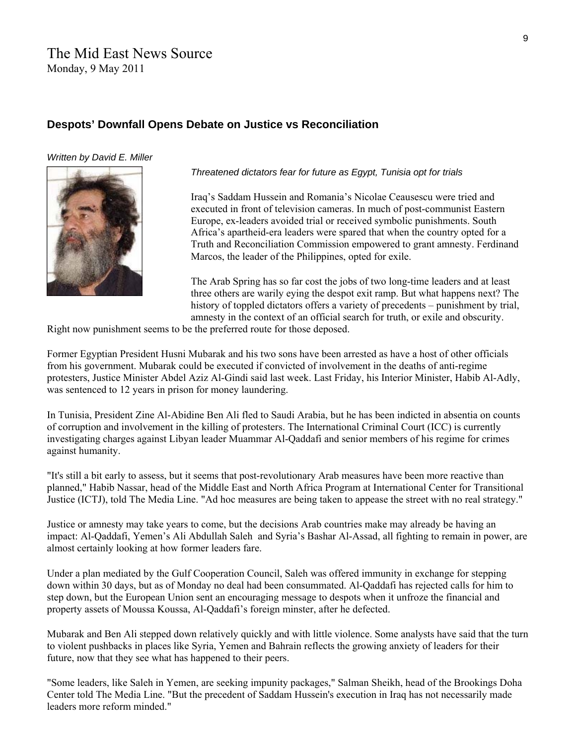# The Mid East News Source

Monday, 9 May 2011

## Despots' Downfall Opens Debate on Justice vs Reconciliation

*Written by David E. Miller*

*Threatened dictators fear for future as Egypt, Tunisia opt for trials*

Iraq's Saddam Hussein and Romania's Nicolae Ceausescu were tried and executed in front of television cameras. In much of post-communist Eastern Europe, ex-leaders avoided trial or received symbolic punishments. South Africa's apartheid-era leaders were spared that when the country opted for a Truth and Reconciliation Commission empowered to grant amnesty. Ferdinand Marcos, the leader of the Philippines, opted for exile.

The Arab Spring has so far cost the jobs of two long-time leaders and at least three others are warily eying the despot exit ramp. But what happens next? The history of toppled dictators offers a variety of precedents – punishment by trial, amnesty in the context of an official search for truth, or exile and obscurity. Right now punishment seems to be the preferred route for those deposed.

Former Egyptian President Husni Mubarak and his two sons have been arrested as have a host of other officials from his government. Mubarak could be executed if convicted of involvement in the deaths of anti-regime protesters, Justice Minister Abdel Aziz Al-Gindi said last week. Last Friday, his Interior Minister, Habib Al-Adly, was sentenced to 12 years in prison for money laundering.

In Tunisia, President Zine Al-Abidine Ben Ali fled to Saudi Arabia, but he has been indicted in absentia on counts of corruption and involvement in the killing of protesters. The International Criminal Court (ICC) is currently investigating charges against Libyan leader Muammar Al-Qaddafi and senior members of his regime for crimes against humanity.

"It's still a bit early to assess, but it seems that post-revolutionary Arab measures have been more reactive than planned," Habib Nassar, head of the Middle East and North Africa Program at International Center for Transitional Justice (ICTJ), told The Media Line. "Ad hoc measures are being taken to appease the street with no real strategy."

Justice or amnesty may take years to come, but the decisions Arab countries make may already be having an impact: Al-Qaddafi, Yemen's Ali Abdullah Saleh and Syria's Bashar Al-Assad, all fighting to remain in power, are almost certainly looking at how former leaders fare.

Under a plan mediated by the Gulf Cooperation Council, Saleh was offered immunity in exchange for stepping down within 30 days, but as of Monday no deal had been consummated. Al-Qaddafi has rejected calls for him to step down, but the European Union sent an encouraging message to despots when it unfroze the financial and property assets of Moussa Koussa, Al-Qaddafi's foreign minster, after he defected.

Mubarak and Ben Ali stepped down relatively quickly and with little violence. Some analysts have said that the turn to violent pushbacks in places like Syria, Yemen and Bahrain reflects the growing anxiety of leaders for their future, now that they see what has happened to their peers.

"Some leaders, like Saleh in Yemen, are seeking impunity packages," Salman Sheikh, head of the Brookings Doha Center told The Media Line. "But the precedent of Saddam Hussein's execution in Iraq has not necessarily made leaders more reform minded."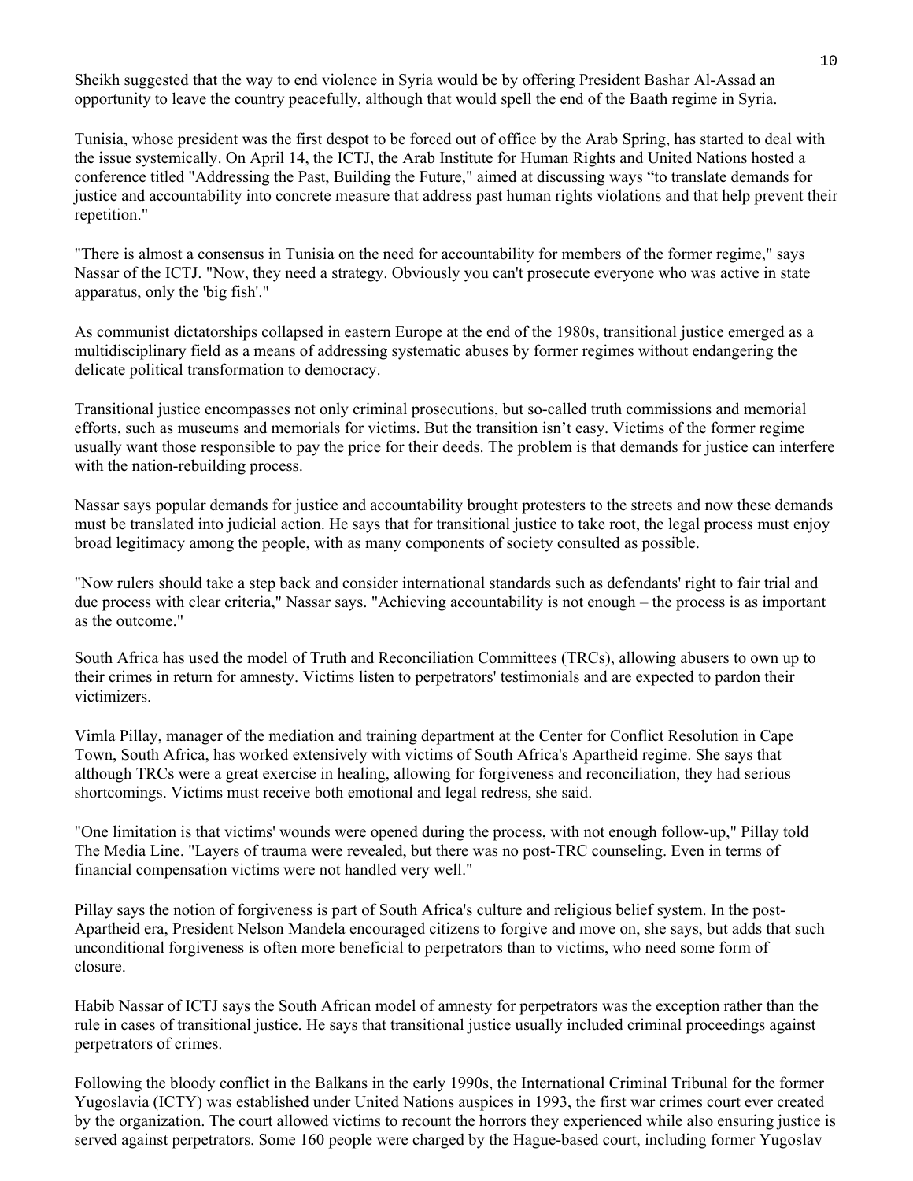Sheikh suggested that the way to end violence in Syria would be by offering President Bashar Al-Assad an opportunity to leave the country peacefully, although that would spell the end of the Baath regime in Syria.

Tunisia, whose president was the first despot to be forced out of office by the Arab Spring, has started to deal with the issue systemically. On April 14, the ICTJ, the Arab Institute for Human Rights and United Nations hosted a conference titled "Addressing the Past, Building the Future," aimed at discussing ways "to translate demands for justice and accountability into concrete measure that address past human rights violations and that help prevent their repetition."

"There is almost a consensus in Tunisia on the need for accountability for members of the former regime," says Nassar of the ICTJ. "Now, they need a strategy. Obviously you can't prosecute everyone who was active in state apparatus, only the 'big fish'."

As communist dictatorships collapsed in eastern Europe at the end of the 1980s, transitional justice emerged as a multidisciplinary field as a means of addressing systematic abuses by former regimes without endangering the delicate political transformation to democracy.

Transitional justice encompasses not only criminal prosecutions, but so-called truth commissions and memorial efforts, such as museums and memorials for victims. But the transition isn't easy. Victims of the former regime usually want those responsible to pay the price for their deeds. The problem is that demands for justice can interfere with the nation-rebuilding process.

Nassar says popular demands for justice and accountability brought protesters to the streets and now these demands must be translated into judicial action. He says that for transitional justice to take root, the legal process must enjoy broad legitimacy among the people, with as many components of society consulted as possible.

"Now rulers should take a step back and consider international standards such as defendants' right to fair trial and due process with clear criteria," Nassar says. "Achieving accountability is not enough – the process is as important as the outcome."

South Africa has used the model of Truth and Reconciliation Committees (TRCs), allowing abusers to own up to their crimes in return for amnesty. Victims listen to perpetrators' testimonials and are expected to pardon their victimizers.

Vimla Pillay, manager of the mediation and training department at the Center for Conflict Resolution in Cape Town, South Africa, has worked extensively with victims of South Africa's Apartheid regime. She says that although TRCs were a great exercise in healing, allowing for forgiveness and reconciliation, they had serious shortcomings. Victims must receive both emotional and legal redress, she said.

"One limitation is that victims' wounds were opened during the process, with not enough follow-up," Pillay told The Media Line. "Layers of trauma were revealed, but there was no post-TRC counseling. Even in terms of financial compensation victims were not handled very well."

Pillay says the notion of forgiveness is part of South Africa's culture and religious belief system. In the post-Apartheid era, President Nelson Mandela encouraged citizens to forgive and move on, she says, but adds that such unconditional forgiveness is often more beneficial to perpetrators than to victims, who need some form of closure.

Habib Nassar of ICTJ says the South African model of amnesty for perpetrators was the exception rather than the rule in cases of transitional justice. He says that transitional justice usually included criminal proceedings against perpetrators of crimes.

Following the bloody conflict in the Balkans in the early 1990s, the International Criminal Tribunal for the former Yugoslavia (ICTY) was established under United Nations auspices in 1993, the first war crimes court ever created by the organization. The court allowed victims to recount the horrors they experienced while also ensuring justice is served against perpetrators. Some 160 people were charged by the Hague-based court, including former Yugoslav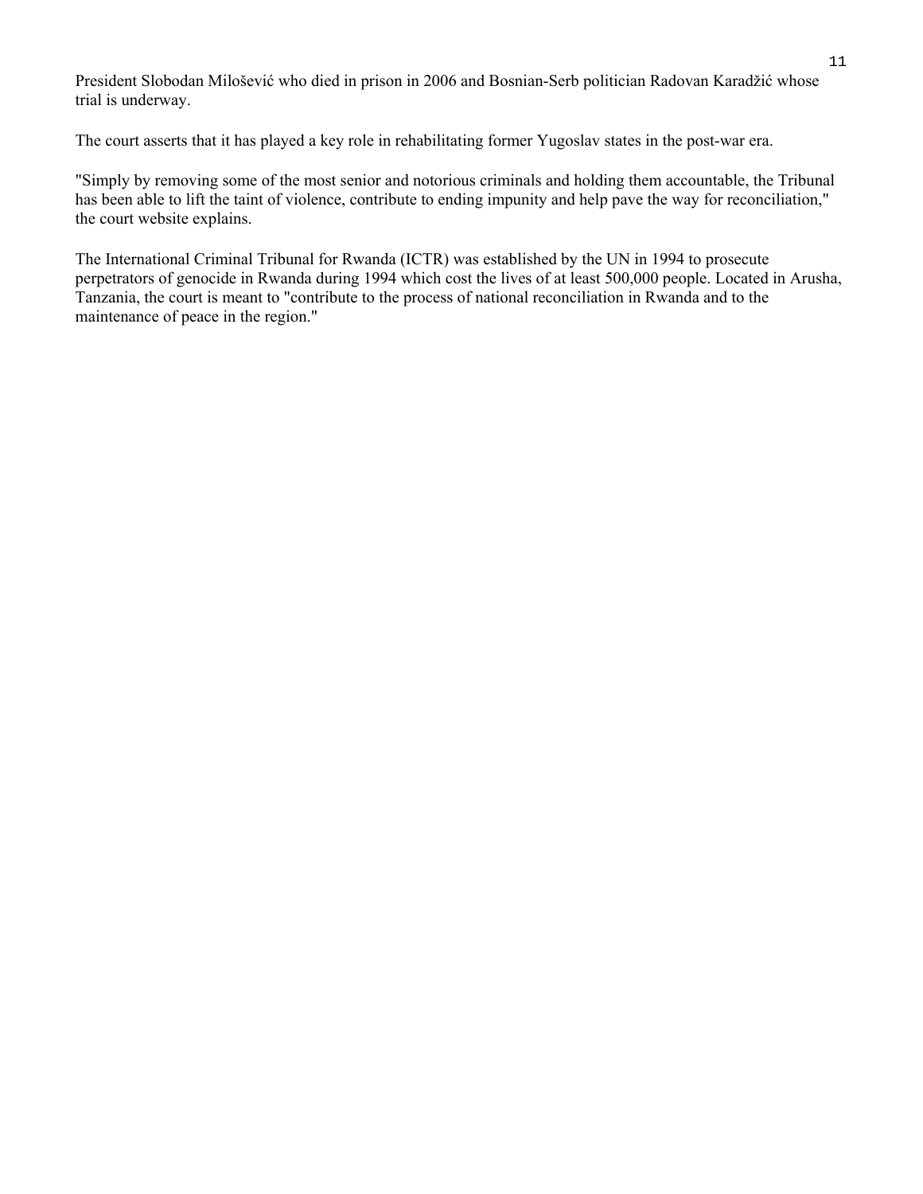President Slobodan Milošević who died in prison in 2006 and Bosnian-Serb politician Radovan Karadžić whose trial is underway.

The court asserts that it has played a key role in rehabilitating former Yugoslav states in the post-war era.

"Simply by removing some of the most senior and notorious criminals and holding them accountable, the Tribunal has been able to lift the taint of violence, contribute to ending impunity and help pave the way for reconciliation," the court website explains.

The International Criminal Tribunal for Rwanda (ICTR) was established by the UN in 1994 to prosecute perpetrators of genocide in Rwanda during 1994 which cost the lives of at least 500,000 people. Located in Arusha, Tanzania, the court is meant to "contribute to the process of national reconciliation in Rwanda and to the maintenance of peace in the region."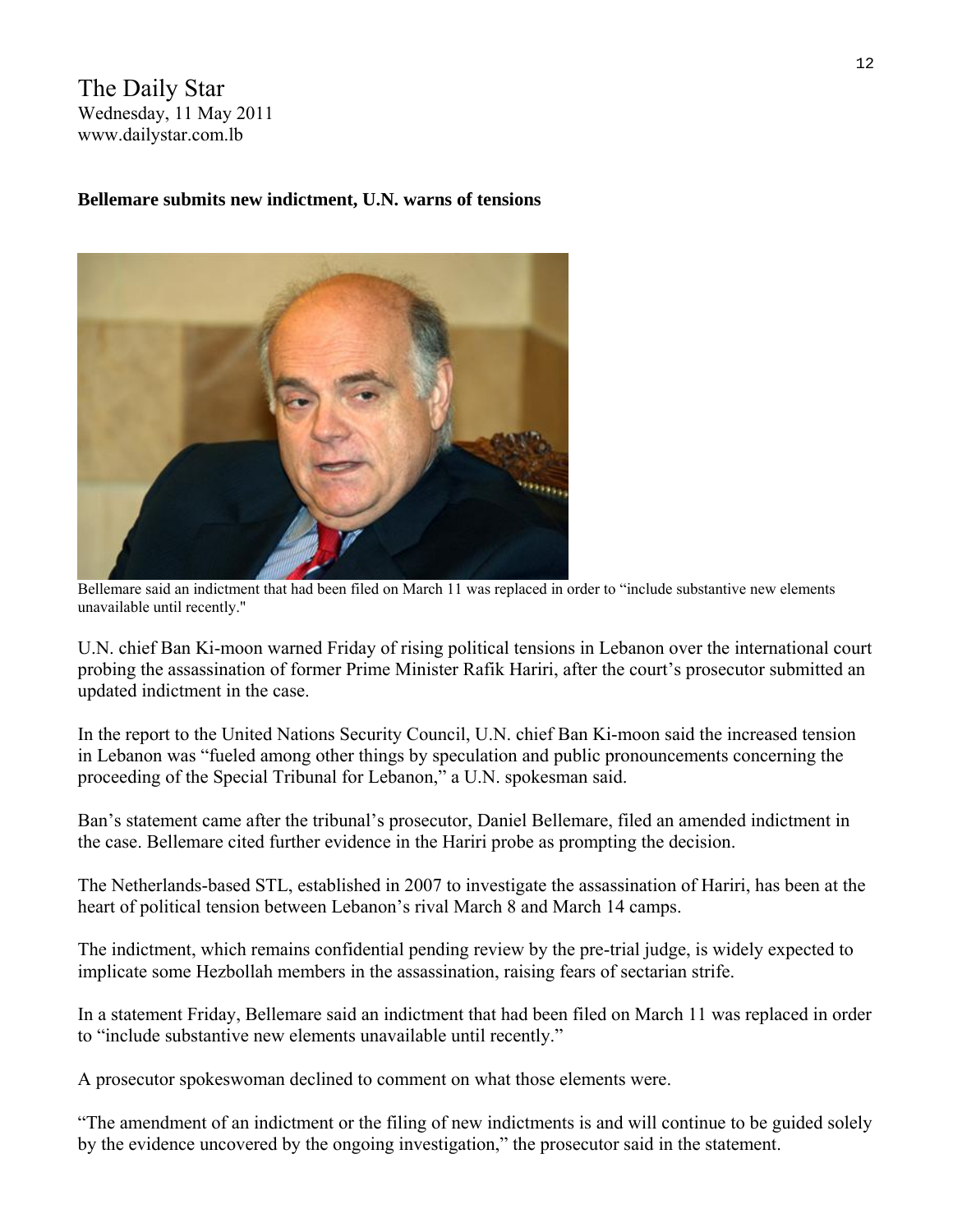The Daily Star
Wednesday, 11 May 2011
www.dailystar.com.lb

**Bellemare submits new indictment, U.N. warns of tensions**

Bellemare said an indictment that had been filed on March 11 was replaced in order to "include substantive new elements unavailable until recently."

U.N. chief Ban Ki-moon warned Friday of rising political tensions in Lebanon over the international court probing the assassination of former Prime Minister Rafik Hariri, after the court's prosecutor submitted an updated indictment in the case.

In the report to the United Nations Security Council, U.N. chief Ban Ki-moon said the increased tension in Lebanon was "fueled among other things by speculation and public pronouncements concerning the proceeding of the Special Tribunal for Lebanon," a U.N. spokesman said.

Ban's statement came after the tribunal's prosecutor, Daniel Bellemare, filed an amended indictment in the case. Bellemare cited further evidence in the Hariri probe as prompting the decision.

The Netherlands-based STL, established in 2007 to investigate the assassination of Hariri, has been at the heart of political tension between Lebanon's rival March 8 and March 14 camps.

The indictment, which remains confidential pending review by the pre-trial judge, is widely expected to implicate some Hezbollah members in the assassination, raising fears of sectarian strife.

In a statement Friday, Bellemare said an indictment that had been filed on March 11 was replaced in order to "include substantive new elements unavailable until recently."

A prosecutor spokeswoman declined to comment on what those elements were.

"The amendment of an indictment or the filing of new indictments is and will continue to be guided solely by the evidence uncovered by the ongoing investigation," the prosecutor said in the statement.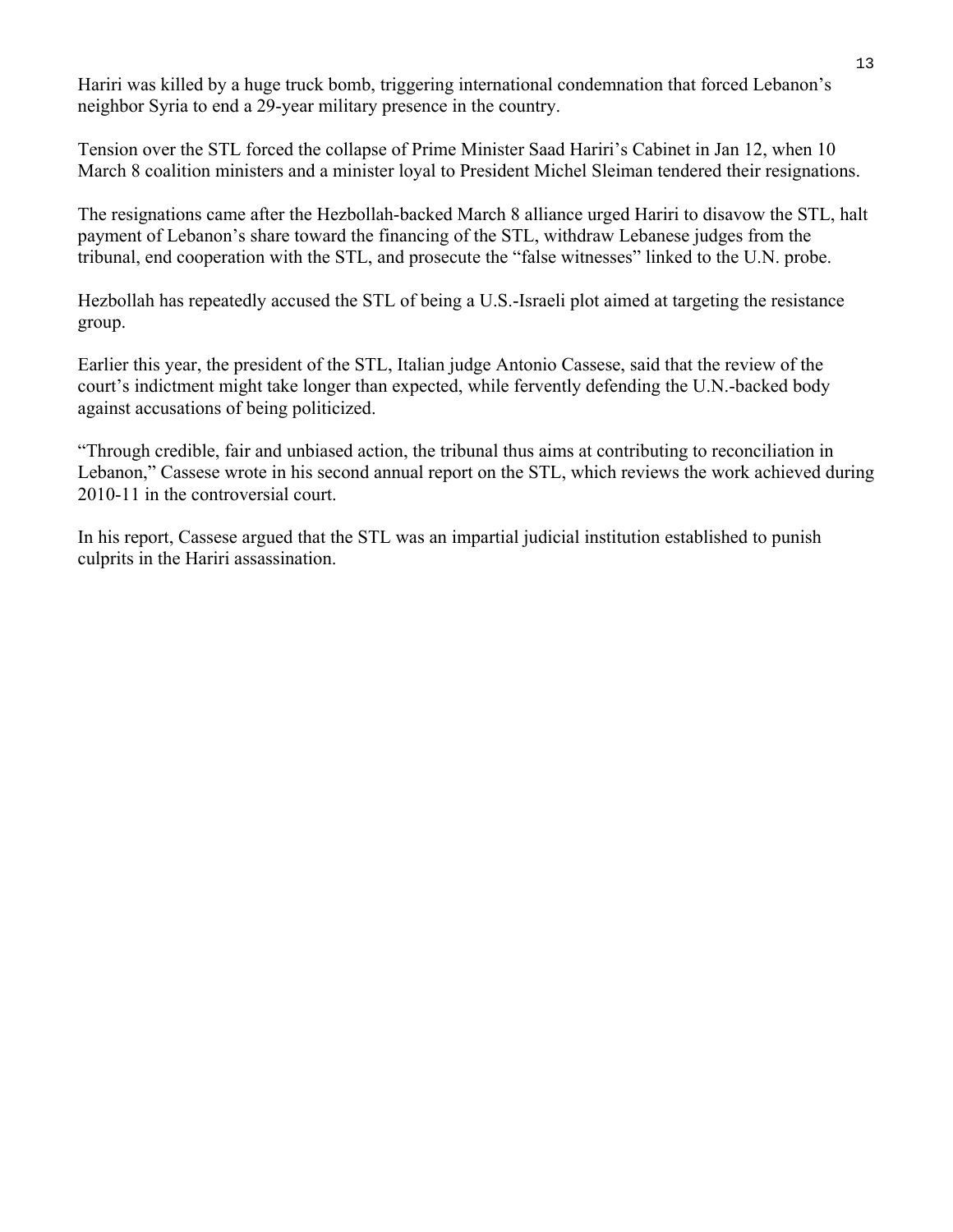Hariri was killed by a huge truck bomb, triggering international condemnation that forced Lebanon's neighbor Syria to end a 29-year military presence in the country.

Tension over the STL forced the collapse of Prime Minister Saad Hariri's Cabinet in Jan 12, when 10 March 8 coalition ministers and a minister loyal to President Michel Sleiman tendered their resignations.

The resignations came after the Hezbollah-backed March 8 alliance urged Hariri to disavow the STL, halt payment of Lebanon's share toward the financing of the STL, withdraw Lebanese judges from the tribunal, end cooperation with the STL, and prosecute the "false witnesses" linked to the U.N. probe.

Hezbollah has repeatedly accused the STL of being a U.S.-Israeli plot aimed at targeting the resistance group.

Earlier this year, the president of the STL, Italian judge Antonio Cassese, said that the review of the court's indictment might take longer than expected, while fervently defending the U.N.-backed body against accusations of being politicized.

"Through credible, fair and unbiased action, the tribunal thus aims at contributing to reconciliation in Lebanon," Cassese wrote in his second annual report on the STL, which reviews the work achieved during 2010-11 in the controversial court.

In his report, Cassese argued that the STL was an impartial judicial institution established to punish culprits in the Hariri assassination.